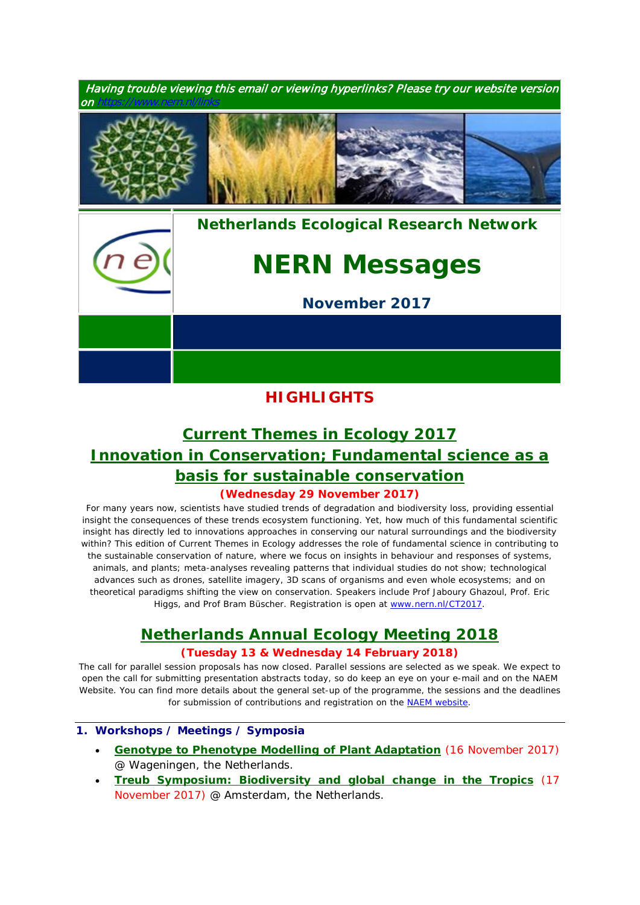*Having trouble viewing this email or viewing hyperlinks? Please try our website version on https://www.nern.nl/links*

**Netherlands Ecological Research Network**

# NERN Messages

**November 2017**

## HIGHLIGHTS

### Current Themes in Ecology 2017
### Innovation in Conservation; Fundamental science as a basis for sustainable conservation

**(Wednesday 29 November 2017)**

For many years now, scientists have studied trends of degradation and biodiversity loss, providing essential insight the consequences of these trends ecosystem functioning. Yet, how much of this fundamental scientific insight has directly led to innovations approaches in conserving our natural surroundings and the biodiversity within? This edition of Current Themes in Ecology addresses the role of fundamental science in contributing to the sustainable conservation of nature, where we focus on insights in behaviour and responses of systems, animals, and plants; meta-analyses revealing patterns that individual studies do not show; technological advances such as drones, satellite imagery, 3D scans of organisms and even whole ecosystems; and on theoretical paradigms shifting the view on conservation. Speakers include Prof Jaboury Ghazoul, Prof. Eric Higgs, and Prof Bram Büscher. Registration is open at www.nern.nl/CT2017.

### Netherlands Annual Ecology Meeting 2018

**(Tuesday 13 & Wednesday 14 February 2018)**

The call for parallel session proposals has now closed. Parallel sessions are selected as we speak. We expect to open the call for submitting presentation abstracts today, so do keep an eye on your e-mail and on the NAEM Website. You can find more details about the general set-up of the programme, the sessions and the deadlines for submission of contributions and registration on the NAEM website.

## 1. Workshops / Meetings / Symposia

- **Genotype to Phenotype Modelling of Plant Adaptation** (16 November 2017) @ Wageningen, the Netherlands.
- **Treub Symposium: Biodiversity and global change in the Tropics** (17 November 2017) @ Amsterdam, the Netherlands.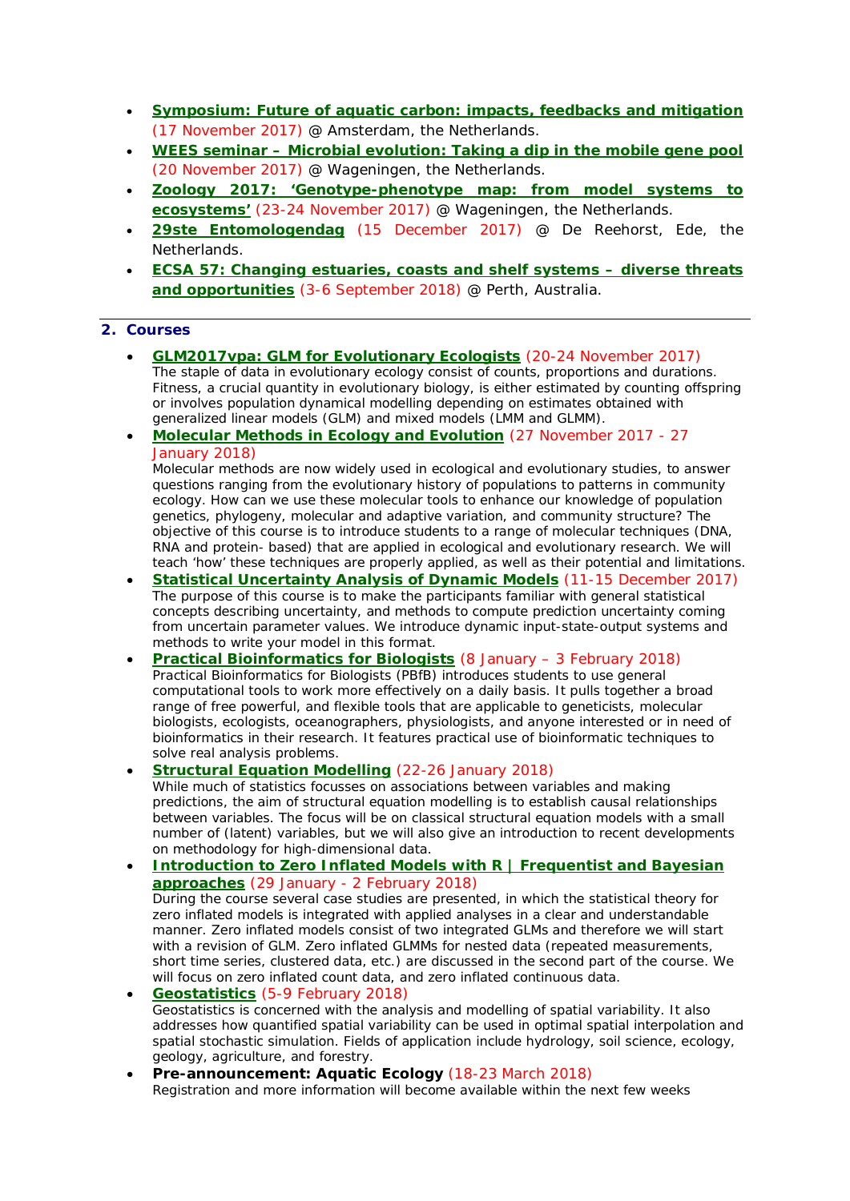- **Symposium: Future of aquatic carbon: impacts, feedbacks and mitigation** (17 November 2017) @ Amsterdam, the Netherlands.
- **WEES seminar – Microbial evolution: Taking a dip in the mobile gene pool** (20 November 2017) @ Wageningen, the Netherlands.
- **Zoology 2017: 'Genotype-phenotype map: from model systems to ecosystems'** (23-24 November 2017) @ Wageningen, the Netherlands.
- **29ste Entomologendag** (15 December 2017) @ De Reehorst, Ede, the Netherlands.
- **ECSA 57: Changing estuaries, coasts and shelf systems – diverse threats and opportunities** (3-6 September 2018) @ Perth, Australia.

---

## 2. Courses

- **GLM2017vpa: GLM for Evolutionary Ecologists** (20-24 November 2017)
  The staple of data in evolutionary ecology consist of counts, proportions and durations. Fitness, a crucial quantity in evolutionary biology, is either estimated by counting offspring or involves population dynamical modelling depending on estimates obtained with generalized linear models (GLM) and mixed models (LMM and GLMM).
- **Molecular Methods in Ecology and Evolution** (27 November 2017 - 27 January 2018)
  Molecular methods are now widely used in ecological and evolutionary studies, to answer questions ranging from the evolutionary history of populations to patterns in community ecology. How can we use these molecular tools to enhance our knowledge of population genetics, phylogeny, molecular and adaptive variation, and community structure? The objective of this course is to introduce students to a range of molecular techniques (DNA, RNA and protein- based) that are applied in ecological and evolutionary research. We will teach 'how' these techniques are properly applied, as well as their potential and limitations.
- **Statistical Uncertainty Analysis of Dynamic Models** (11-15 December 2017)
  The purpose of this course is to make the participants familiar with general statistical concepts describing uncertainty, and methods to compute prediction uncertainty coming from uncertain parameter values. We introduce dynamic input-state-output systems and methods to write your model in this format.
- **Practical Bioinformatics for Biologists** (8 January – 3 February 2018)
  Practical Bioinformatics for Biologists (PBfB) introduces students to use general computational tools to work more effectively on a daily basis. It pulls together a broad range of free powerful, and flexible tools that are applicable to geneticists, molecular biologists, ecologists, oceanographers, physiologists, and anyone interested or in need of bioinformatics in their research. It features practical use of bioinformatic techniques to solve real analysis problems.
- **Structural Equation Modelling** (22-26 January 2018)
  While much of statistics focusses on associations between variables and making predictions, the aim of structural equation modelling is to establish causal relationships between variables. The focus will be on classical structural equation models with a small number of (latent) variables, but we will also give an introduction to recent developments on methodology for high-dimensional data.
- **Introduction to Zero Inflated Models with R | Frequentist and Bayesian approaches** (29 January - 2 February 2018)
  During the course several case studies are presented, in which the statistical theory for zero inflated models is integrated with applied analyses in a clear and understandable manner. Zero inflated models consist of two integrated GLMs and therefore we will start with a revision of GLM. Zero inflated GLMMs for nested data (repeated measurements, short time series, clustered data, etc.) are discussed in the second part of the course. We will focus on zero inflated count data, and zero inflated continuous data.
- **Geostatistics** (5-9 February 2018)
  Geostatistics is concerned with the analysis and modelling of spatial variability. It also addresses how quantified spatial variability can be used in optimal spatial interpolation and spatial stochastic simulation. Fields of application include hydrology, soil science, ecology, geology, agriculture, and forestry.
- **Pre-announcement: Aquatic Ecology** (18-23 March 2018)
  Registration and more information will become available within the next few weeks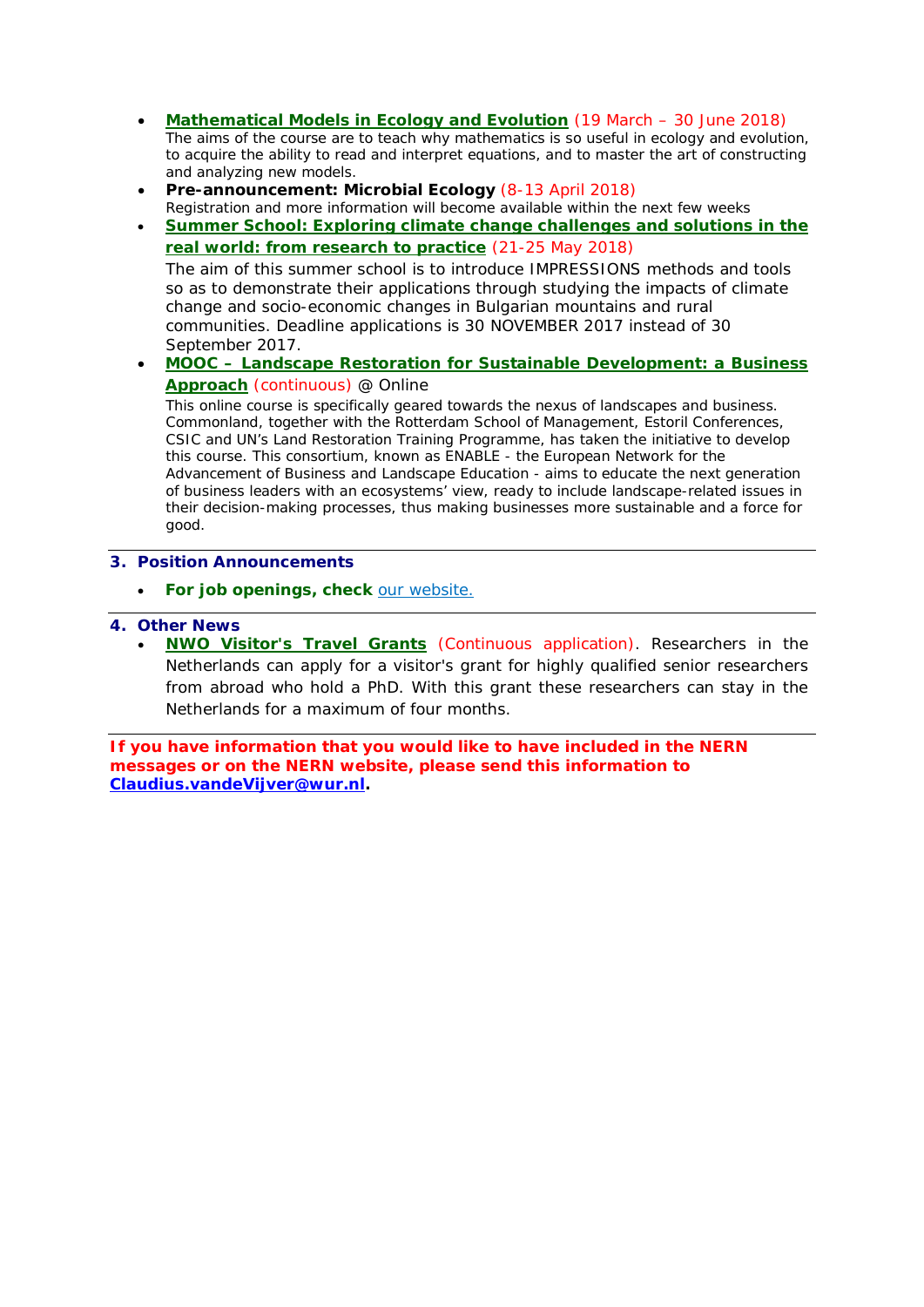- **Mathematical Models in Ecology and Evolution** (19 March – 30 June 2018)
  The aims of the course are to teach why mathematics is so useful in ecology and evolution, to acquire the ability to read and interpret equations, and to master the art of constructing and analyzing new models.
- **Pre-announcement: Microbial Ecology** (8-13 April 2018)
  Registration and more information will become available within the next few weeks
- **Summer School: Exploring climate change challenges and solutions in the real world: from research to practice** (21-25 May 2018)
  The aim of this summer school is to introduce IMPRESSIONS methods and tools so as to demonstrate their applications through studying the impacts of climate change and socio-economic changes in Bulgarian mountains and rural communities. Deadline applications is 30 NOVEMBER 2017 instead of 30 September 2017.
- **MOOC – Landscape Restoration for Sustainable Development: a Business Approach** (continuous) @ Online
  This online course is specifically geared towards the nexus of landscapes and business. Commonland, together with the Rotterdam School of Management, Estoril Conferences, CSIC and UN's Land Restoration Training Programme, has taken the initiative to develop this course. This consortium, known as ENABLE - the European Network for the Advancement of Business and Landscape Education - aims to educate the next generation of business leaders with an ecosystems' view, ready to include landscape-related issues in their decision-making processes, thus making businesses more sustainable and a force for good.

## 3. Position Announcements

- **For job openings, check** our website.

## 4. Other News

- **NWO Visitor's Travel Grants** (Continuous application). Researchers in the Netherlands can apply for a visitor's grant for highly qualified senior researchers from abroad who hold a PhD. With this grant these researchers can stay in the Netherlands for a maximum of four months.

**If you have information that you would like to have included in the NERN messages or on the NERN website, please send this information to Claudius.vandeVijver@wur.nl.**